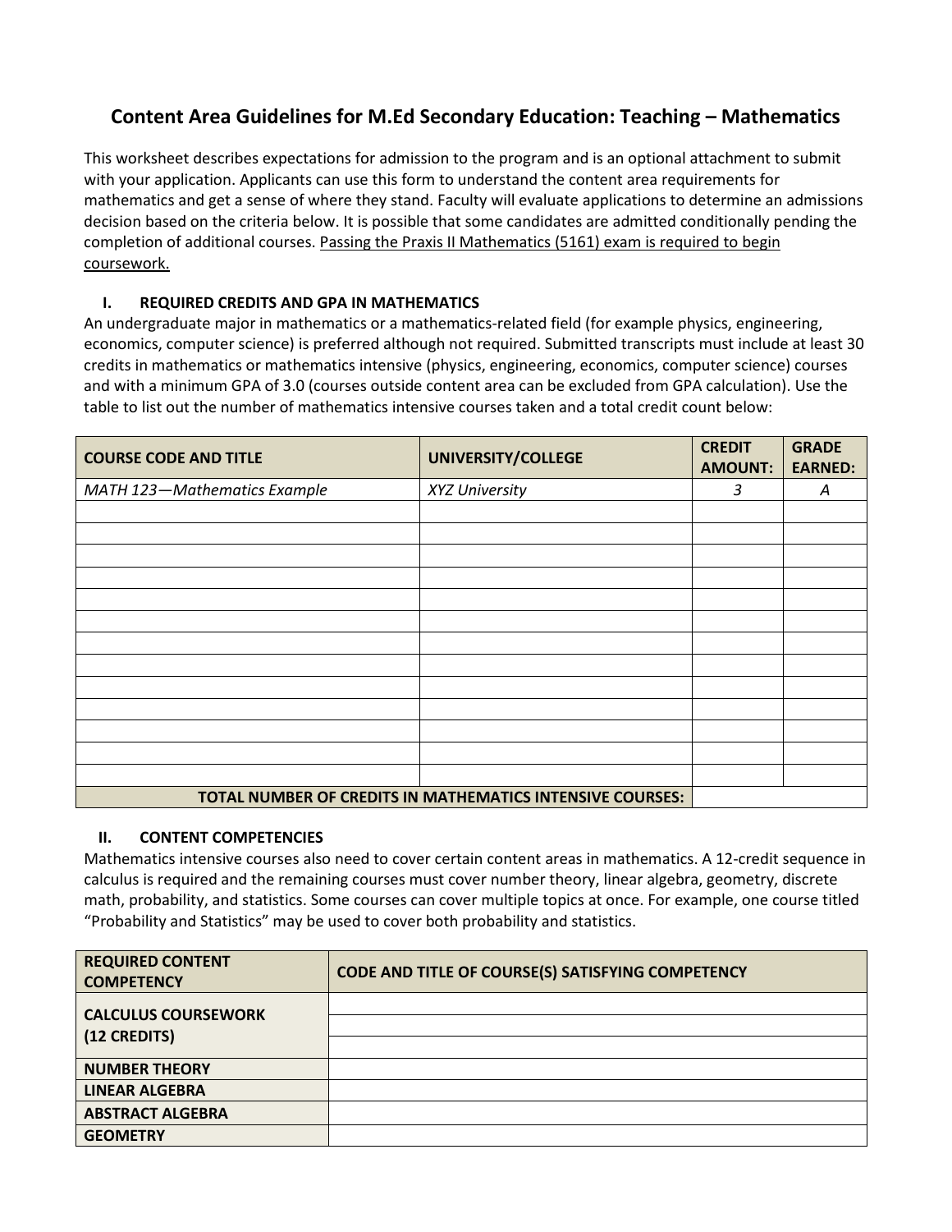# Content Area Guidelines for M.Ed Secondary Education: Teaching – Mathematics

This worksheet describes expectations for admission to the program and is an optional attachment to submit with your application. Applicants can use this form to understand the content area requirements for mathematics and get a sense of where they stand. Faculty will evaluate applications to determine an admissions decision based on the criteria below. It is possible that some candidates are admitted conditionally pending the completion of additional courses. Passing the Praxis II Mathematics (5161) exam is required to begin coursework.

## I. REQUIRED CREDITS AND GPA IN MATHEMATICS

An undergraduate major in mathematics or a mathematics-related field (for example physics, engineering, economics, computer science) is preferred although not required. Submitted transcripts must include at least 30 credits in mathematics or mathematics intensive (physics, engineering, economics, computer science) courses and with a minimum GPA of 3.0 (courses outside content area can be excluded from GPA calculation). Use the table to list out the number of mathematics intensive courses taken and a total credit count below:

| COURSE CODE AND TITLE | UNIVERSITY/COLLEGE | CREDIT AMOUNT: | GRADE EARNED: |
| --- | --- | --- | --- |
| *MATH 123—Mathematics Example* | *XYZ University* | *3* | *A* |
| | | | |
| | | | |
| | | | |
| | | | |
| | | | |
| | | | |
| | | | |
| | | | |
| | | | |
| | | | |
| | | | |
| | | | |
| | | | |
| **TOTAL NUMBER OF CREDITS IN MATHEMATICS INTENSIVE COURSES:** | | | |

## II. CONTENT COMPETENCIES

Mathematics intensive courses also need to cover certain content areas in mathematics. A 12-credit sequence in calculus is required and the remaining courses must cover number theory, linear algebra, geometry, discrete math, probability, and statistics. Some courses can cover multiple topics at once. For example, one course titled "Probability and Statistics" may be used to cover both probability and statistics.

| REQUIRED CONTENT COMPETENCY | CODE AND TITLE OF COURSE(S) SATISFYING COMPETENCY |
| --- | --- |
| **CALCULUS COURSEWORK (12 CREDITS)** | |
| | |
| | |
| **NUMBER THEORY** | |
| **LINEAR ALGEBRA** | |
| **ABSTRACT ALGEBRA** | |
| **GEOMETRY** | |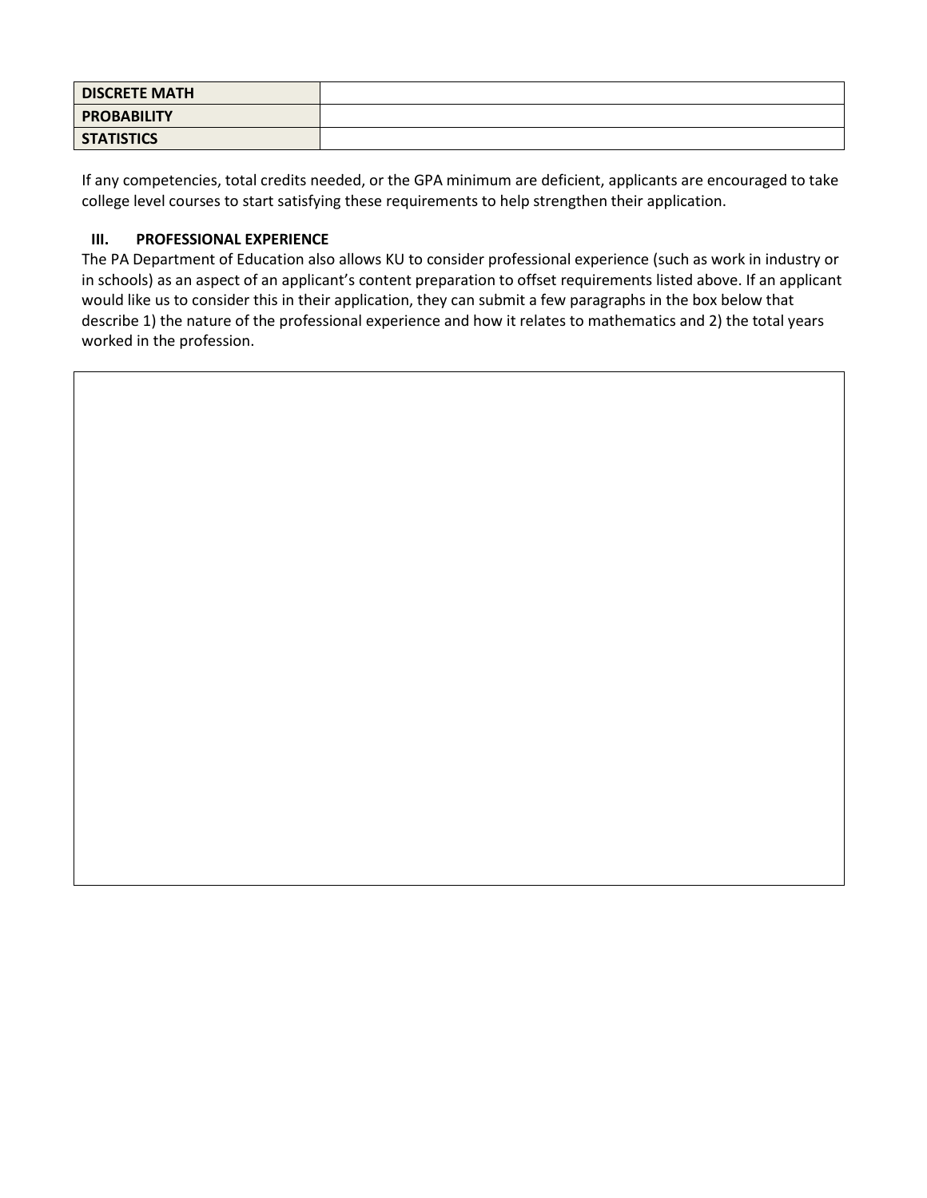| | |
|---|---|
| **DISCRETE MATH** | |
| **PROBABILITY** | |
| **STATISTICS** | |

If any competencies, total credits needed, or the GPA minimum are deficient, applicants are encouraged to take college level courses to start satisfying these requirements to help strengthen their application.

## III. PROFESSIONAL EXPERIENCE

The PA Department of Education also allows KU to consider professional experience (such as work in industry or in schools) as an aspect of an applicant's content preparation to offset requirements listed above. If an applicant would like us to consider this in their application, they can submit a few paragraphs in the box below that describe 1) the nature of the professional experience and how it relates to mathematics and 2) the total years worked in the profession.